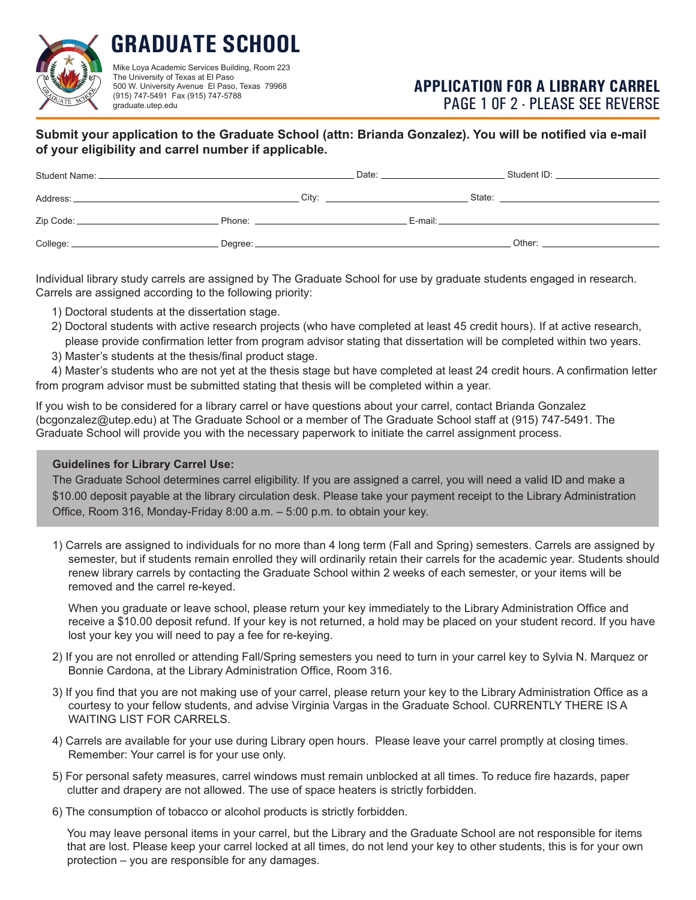# GRADUATE SCHOOL

Mike Loya Academic Services Building, Room 223
The University of Texas at El Paso
500 W. University Avenue El Paso, Texas 79968
(915) 747-5491 Fax (915) 747-5788
graduate.utep.edu

## APPLICATION FOR A LIBRARY CARREL
PAGE 1 OF 2 - PLEASE SEE REVERSE

**Submit your application to the Graduate School (attn: Brianda Gonzalez). You will be notified via e-mail of your eligibility and carrel number if applicable.**

Student Name: ______________________ Date: ______________ Student ID: ______________

Address: ______________________ City: ______________ State: ______________

Zip Code: ______________ Phone: ______________ E-mail: ______________________

College: ______________ Degree: ______________________ Other: ______________

Individual library study carrels are assigned by The Graduate School for use by graduate students engaged in research. Carrels are assigned according to the following priority:

1) Doctoral students at the dissertation stage.
2) Doctoral students with active research projects (who have completed at least 45 credit hours). If at active research, please provide confirmation letter from program advisor stating that dissertation will be completed within two years.
3) Master's students at the thesis/final product stage.
4) Master's students who are not yet at the thesis stage but have completed at least 24 credit hours. A confirmation letter from program advisor must be submitted stating that thesis will be completed within a year.

If you wish to be considered for a library carrel or have questions about your carrel, contact Brianda Gonzalez (bcgonzalez@utep.edu) at The Graduate School or a member of The Graduate School staff at (915) 747-5491. The Graduate School will provide you with the necessary paperwork to initiate the carrel assignment process.

**Guidelines for Library Carrel Use:**

The Graduate School determines carrel eligibility. If you are assigned a carrel, you will need a valid ID and make a $10.00 deposit payable at the library circulation desk. Please take your payment receipt to the Library Administration Office, Room 316, Monday-Friday 8:00 a.m. – 5:00 p.m. to obtain your key.

1) Carrels are assigned to individuals for no more than 4 long term (Fall and Spring) semesters. Carrels are assigned by semester, but if students remain enrolled they will ordinarily retain their carrels for the academic year. Students should renew library carrels by contacting the Graduate School within 2 weeks of each semester, or your items will be removed and the carrel re-keyed.

   When you graduate or leave school, please return your key immediately to the Library Administration Office and receive a $10.00 deposit refund. If your key is not returned, a hold may be placed on your student record. If you have lost your key you will need to pay a fee for re-keying.

2) If you are not enrolled or attending Fall/Spring semesters you need to turn in your carrel key to Sylvia N. Marquez or Bonnie Cardona, at the Library Administration Office, Room 316.

3) If you find that you are not making use of your carrel, please return your key to the Library Administration Office as a courtesy to your fellow students, and advise Virginia Vargas in the Graduate School. CURRENTLY THERE IS A WAITING LIST FOR CARRELS.

4) Carrels are available for your use during Library open hours. Please leave your carrel promptly at closing times. Remember: Your carrel is for your use only.

5) For personal safety measures, carrel windows must remain unblocked at all times. To reduce fire hazards, paper clutter and drapery are not allowed. The use of space heaters is strictly forbidden.

6) The consumption of tobacco or alcohol products is strictly forbidden.

   You may leave personal items in your carrel, but the Library and the Graduate School are not responsible for items that are lost. Please keep your carrel locked at all times, do not lend your key to other students, this is for your own protection – you are responsible for any damages.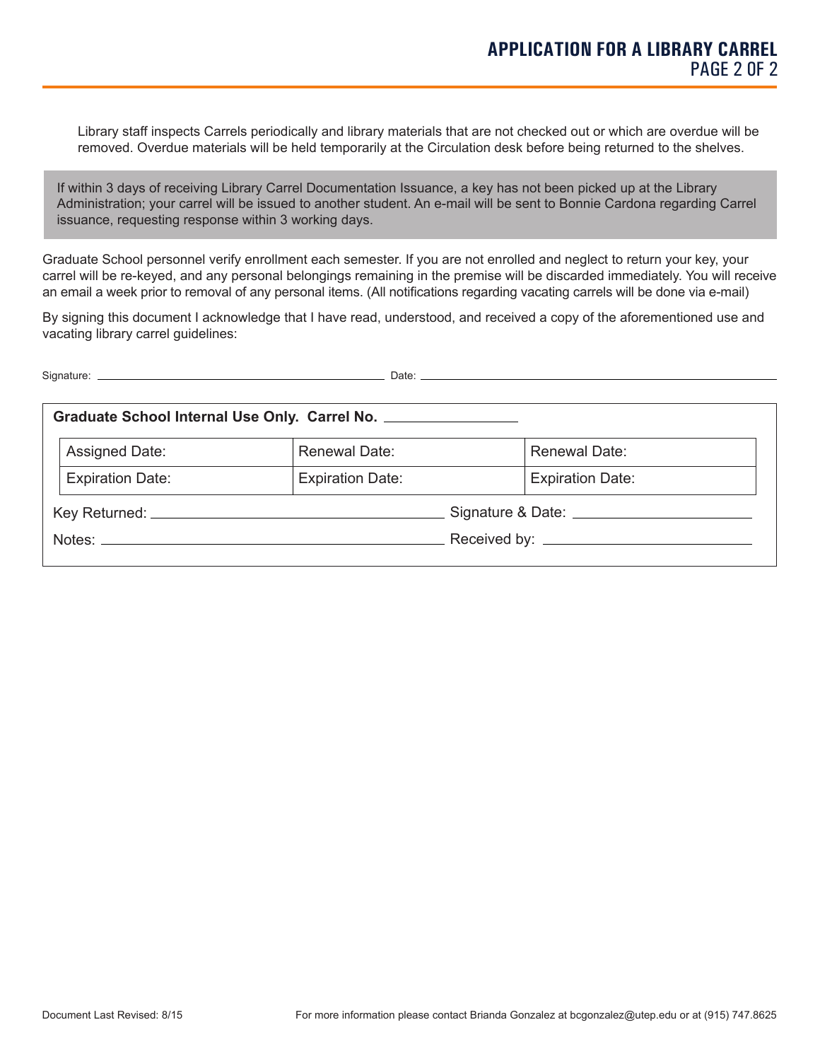Library staff inspects Carrels periodically and library materials that are not checked out or which are overdue will be removed. Overdue materials will be held temporarily at the Circulation desk before being returned to the shelves.

If within 3 days of receiving Library Carrel Documentation Issuance, a key has not been picked up at the Library Administration; your carrel will be issued to another student. An e-mail will be sent to Bonnie Cardona regarding Carrel issuance, requesting response within 3 working days.

Graduate School personnel verify enrollment each semester. If you are not enrolled and neglect to return your key, your carrel will be re-keyed, and any personal belongings remaining in the premise will be discarded immediately. You will receive an email a week prior to removal of any personal items. (All notifications regarding vacating carrels will be done via e-mail)

By signing this document I acknowledge that I have read, understood, and received a copy of the aforementioned use and vacating library carrel guidelines:

Signature: ______________________________ Date: ______________________________

**Graduate School Internal Use Only. Carrel No.** ______________

| | | |
|---|---|---|
| Assigned Date: | Renewal Date: | Renewal Date: |
| Expiration Date: | Expiration Date: | Expiration Date: |

Key Returned: ______________________________ Signature & Date: ______________________________

Notes: ______________________________ Received by: ______________________________

Document Last Revised: 8/15

For more information please contact Brianda Gonzalez at bcgonzalez@utep.edu or at (915) 747.8625